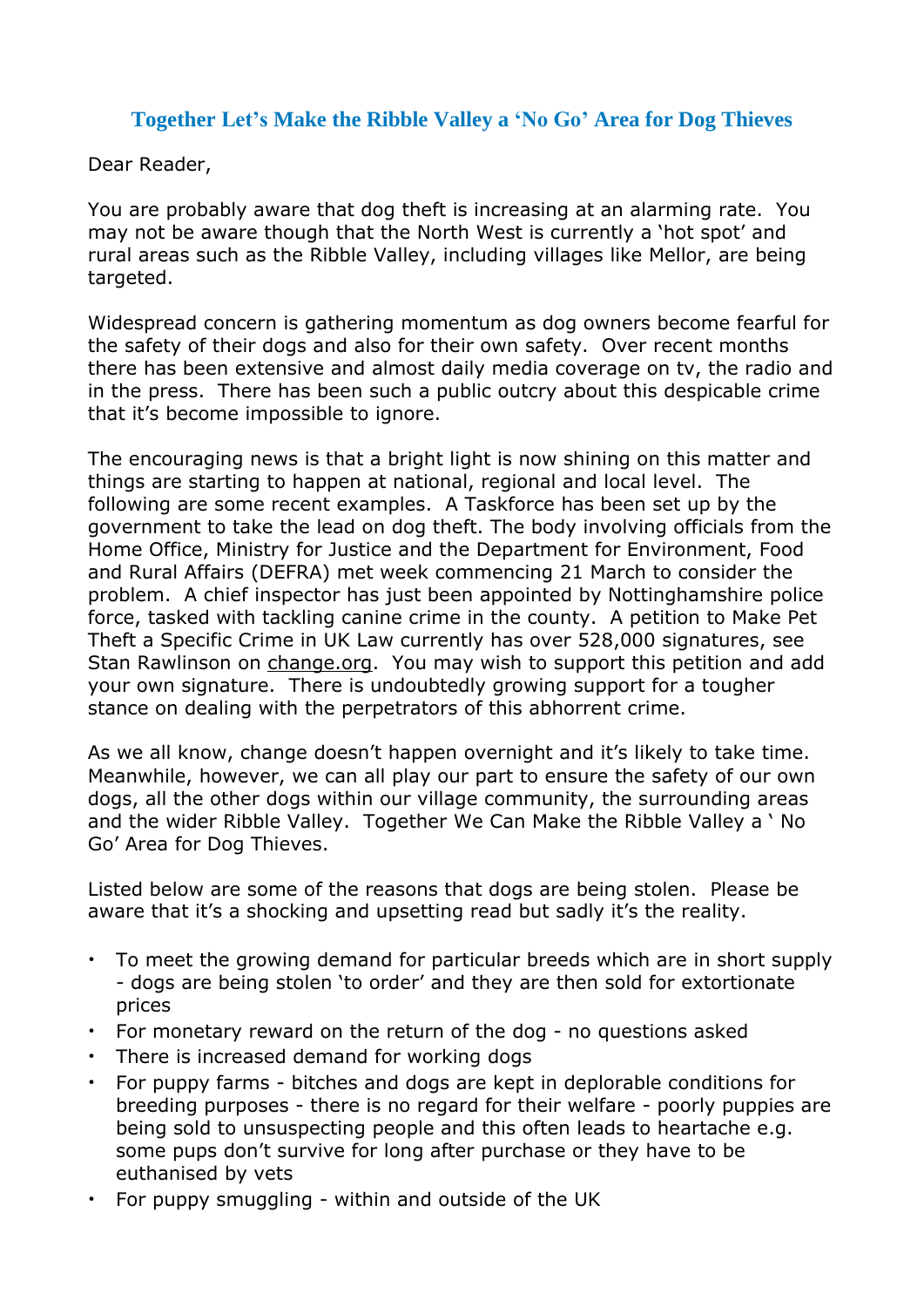# Together Let's Make the Ribble Valley a 'No Go' Area for Dog Thieves

Dear Reader,

You are probably aware that dog theft is increasing at an alarming rate. You may not be aware though that the North West is currently a 'hot spot' and rural areas such as the Ribble Valley, including villages like Mellor, are being targeted.

Widespread concern is gathering momentum as dog owners become fearful for the safety of their dogs and also for their own safety. Over recent months there has been extensive and almost daily media coverage on tv, the radio and in the press. There has been such a public outcry about this despicable crime that it's become impossible to ignore.

The encouraging news is that a bright light is now shining on this matter and things are starting to happen at national, regional and local level. The following are some recent examples. A Taskforce has been set up by the government to take the lead on dog theft. The body involving officials from the Home Office, Ministry for Justice and the Department for Environment, Food and Rural Affairs (DEFRA) met week commencing 21 March to consider the problem. A chief inspector has just been appointed by Nottinghamshire police force, tasked with tackling canine crime in the county. A petition to Make Pet Theft a Specific Crime in UK Law currently has over 528,000 signatures, see Stan Rawlinson on change.org. You may wish to support this petition and add your own signature. There is undoubtedly growing support for a tougher stance on dealing with the perpetrators of this abhorrent crime.

As we all know, change doesn't happen overnight and it's likely to take time. Meanwhile, however, we can all play our part to ensure the safety of our own dogs, all the other dogs within our village community, the surrounding areas and the wider Ribble Valley. Together We Can Make the Ribble Valley a ' No Go' Area for Dog Thieves.

Listed below are some of the reasons that dogs are being stolen. Please be aware that it's a shocking and upsetting read but sadly it's the reality.

- To meet the growing demand for particular breeds which are in short supply - dogs are being stolen 'to order' and they are then sold for extortionate prices
- For monetary reward on the return of the dog - no questions asked
- There is increased demand for working dogs
- For puppy farms - bitches and dogs are kept in deplorable conditions for breeding purposes - there is no regard for their welfare - poorly puppies are being sold to unsuspecting people and this often leads to heartache e.g. some pups don't survive for long after purchase or they have to be euthanised by vets
- For puppy smuggling - within and outside of the UK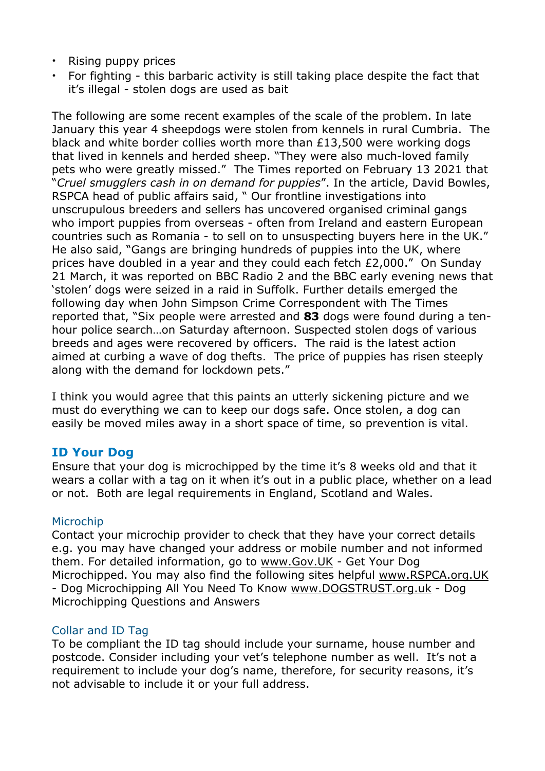- Rising puppy prices
- For fighting - this barbaric activity is still taking place despite the fact that it's illegal - stolen dogs are used as bait

The following are some recent examples of the scale of the problem. In late January this year 4 sheepdogs were stolen from kennels in rural Cumbria. The black and white border collies worth more than £13,500 were working dogs that lived in kennels and herded sheep. "They were also much-loved family pets who were greatly missed." The Times reported on February 13 2021 that "*Cruel smugglers cash in on demand for puppies*". In the article, David Bowles, RSPCA head of public affairs said, " Our frontline investigations into unscrupulous breeders and sellers has uncovered organised criminal gangs who import puppies from overseas - often from Ireland and eastern European countries such as Romania - to sell on to unsuspecting buyers here in the UK." He also said, "Gangs are bringing hundreds of puppies into the UK, where prices have doubled in a year and they could each fetch £2,000." On Sunday 21 March, it was reported on BBC Radio 2 and the BBC early evening news that 'stolen' dogs were seized in a raid in Suffolk. Further details emerged the following day when John Simpson Crime Correspondent with The Times reported that, "Six people were arrested and **83** dogs were found during a ten-hour police search…on Saturday afternoon. Suspected stolen dogs of various breeds and ages were recovered by officers. The raid is the latest action aimed at curbing a wave of dog thefts. The price of puppies has risen steeply along with the demand for lockdown pets."

I think you would agree that this paints an utterly sickening picture and we must do everything we can to keep our dogs safe. Once stolen, a dog can easily be moved miles away in a short space of time, so prevention is vital.

## ID Your Dog

Ensure that your dog is microchipped by the time it's 8 weeks old and that it wears a collar with a tag on it when it's out in a public place, whether on a lead or not. Both are legal requirements in England, Scotland and Wales.

### Microchip

Contact your microchip provider to check that they have your correct details e.g. you may have changed your address or mobile number and not informed them. For detailed information, go to www.Gov.UK - Get Your Dog Microchipped. You may also find the following sites helpful www.RSPCA.org.UK - Dog Microchipping All You Need To Know www.DOGSTRUST.org.uk - Dog Microchipping Questions and Answers

### Collar and ID Tag

To be compliant the ID tag should include your surname, house number and postcode. Consider including your vet's telephone number as well. It's not a requirement to include your dog's name, therefore, for security reasons, it's not advisable to include it or your full address.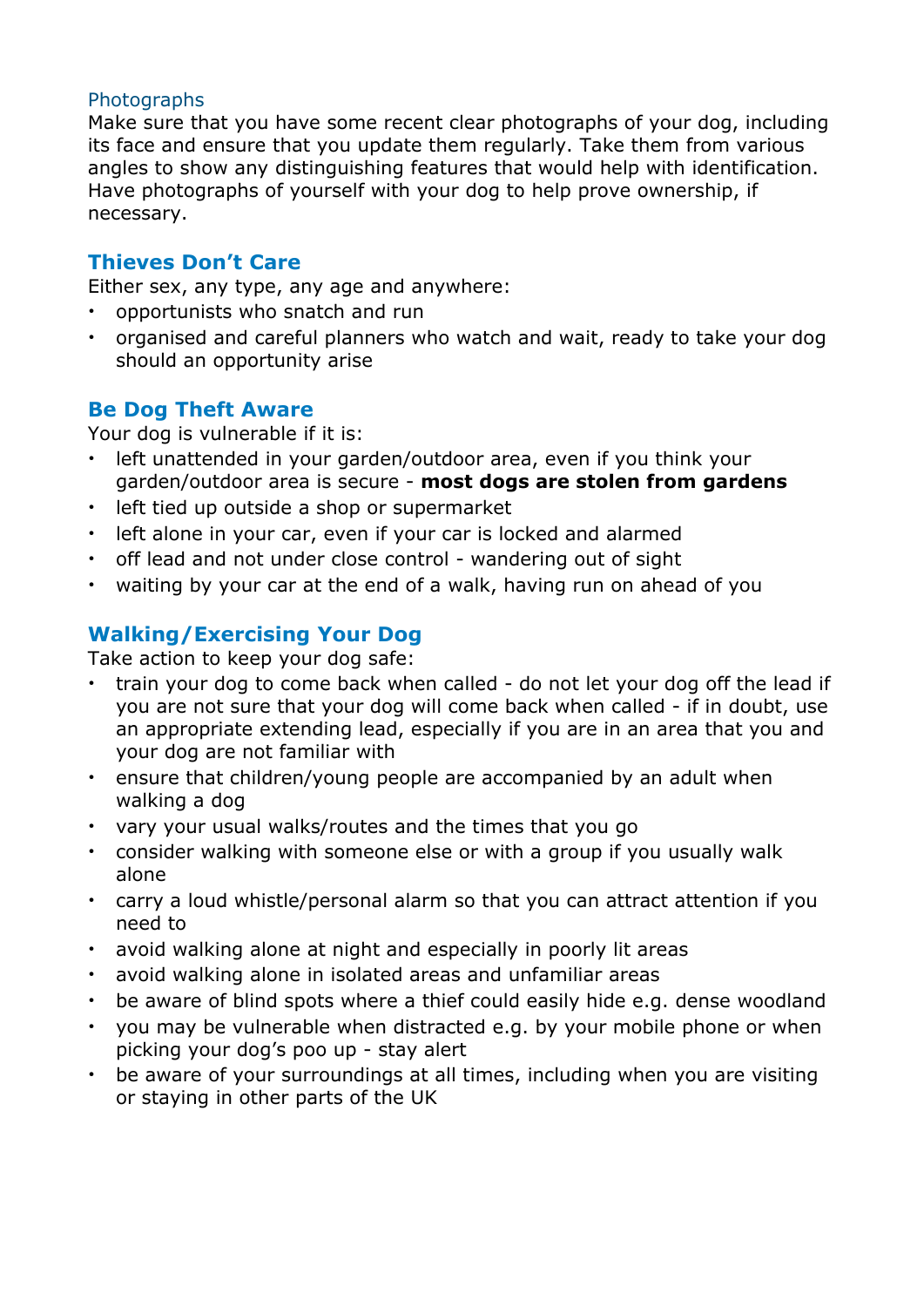### Photographs

Make sure that you have some recent clear photographs of your dog, including its face and ensure that you update them regularly. Take them from various angles to show any distinguishing features that would help with identification. Have photographs of yourself with your dog to help prove ownership, if necessary.

## Thieves Don't Care

Either sex, any type, any age and anywhere:

- opportunists who snatch and run
- organised and careful planners who watch and wait, ready to take your dog should an opportunity arise

## Be Dog Theft Aware

Your dog is vulnerable if it is:

- left unattended in your garden/outdoor area, even if you think your garden/outdoor area is secure - **most dogs are stolen from gardens**
- left tied up outside a shop or supermarket
- left alone in your car, even if your car is locked and alarmed
- off lead and not under close control - wandering out of sight
- waiting by your car at the end of a walk, having run on ahead of you

## Walking/Exercising Your Dog

Take action to keep your dog safe:

- train your dog to come back when called - do not let your dog off the lead if you are not sure that your dog will come back when called - if in doubt, use an appropriate extending lead, especially if you are in an area that you and your dog are not familiar with
- ensure that children/young people are accompanied by an adult when walking a dog
- vary your usual walks/routes and the times that you go
- consider walking with someone else or with a group if you usually walk alone
- carry a loud whistle/personal alarm so that you can attract attention if you need to
- avoid walking alone at night and especially in poorly lit areas
- avoid walking alone in isolated areas and unfamiliar areas
- be aware of blind spots where a thief could easily hide e.g. dense woodland
- you may be vulnerable when distracted e.g. by your mobile phone or when picking your dog's poo up - stay alert
- be aware of your surroundings at all times, including when you are visiting or staying in other parts of the UK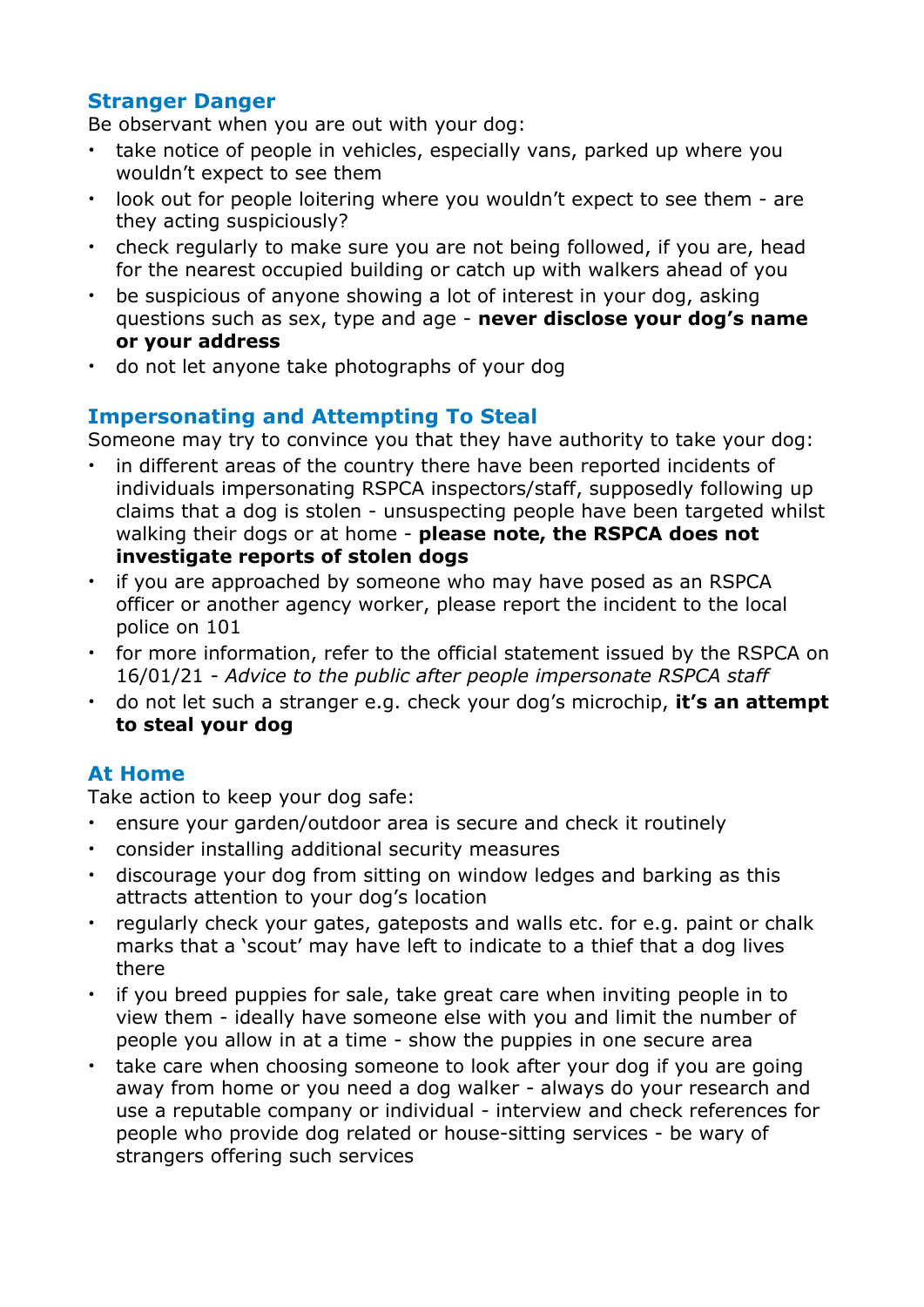## Stranger Danger

Be observant when you are out with your dog:

- take notice of people in vehicles, especially vans, parked up where you wouldn't expect to see them
- look out for people loitering where you wouldn't expect to see them - are they acting suspiciously?
- check regularly to make sure you are not being followed, if you are, head for the nearest occupied building or catch up with walkers ahead of you
- be suspicious of anyone showing a lot of interest in your dog, asking questions such as sex, type and age - **never disclose your dog's name or your address**
- do not let anyone take photographs of your dog

## Impersonating and Attempting To Steal

Someone may try to convince you that they have authority to take your dog:

- in different areas of the country there have been reported incidents of individuals impersonating RSPCA inspectors/staff, supposedly following up claims that a dog is stolen - unsuspecting people have been targeted whilst walking their dogs or at home - **please note, the RSPCA does not investigate reports of stolen dogs**
- if you are approached by someone who may have posed as an RSPCA officer or another agency worker, please report the incident to the local police on 101
- for more information, refer to the official statement issued by the RSPCA on 16/01/21 - *Advice to the public after people impersonate RSPCA staff*
- do not let such a stranger e.g. check your dog's microchip, **it's an attempt to steal your dog**

## At Home

Take action to keep your dog safe:

- ensure your garden/outdoor area is secure and check it routinely
- consider installing additional security measures
- discourage your dog from sitting on window ledges and barking as this attracts attention to your dog's location
- regularly check your gates, gateposts and walls etc. for e.g. paint or chalk marks that a 'scout' may have left to indicate to a thief that a dog lives there
- if you breed puppies for sale, take great care when inviting people in to view them - ideally have someone else with you and limit the number of people you allow in at a time - show the puppies in one secure area
- take care when choosing someone to look after your dog if you are going away from home or you need a dog walker - always do your research and use a reputable company or individual - interview and check references for people who provide dog related or house-sitting services - be wary of strangers offering such services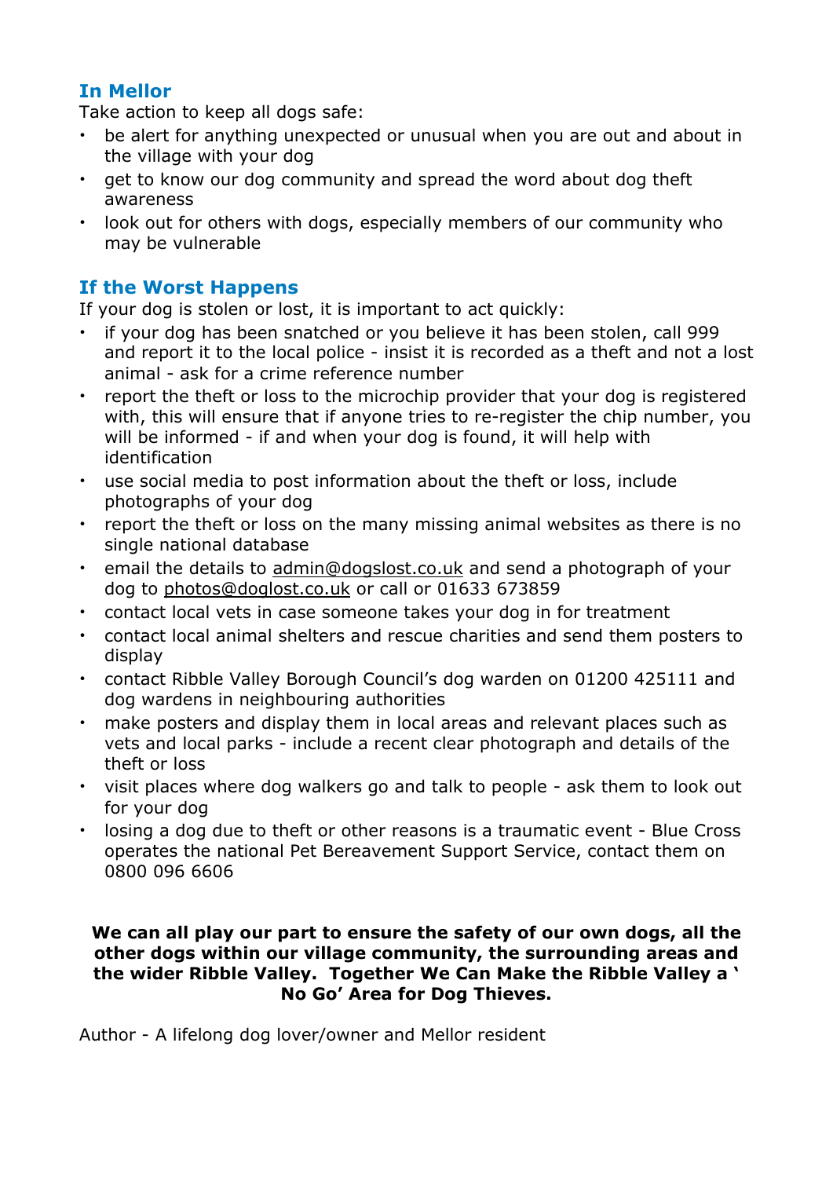## In Mellor

Take action to keep all dogs safe:

- be alert for anything unexpected or unusual when you are out and about in the village with your dog
- get to know our dog community and spread the word about dog theft awareness
- look out for others with dogs, especially members of our community who may be vulnerable

## If the Worst Happens

If your dog is stolen or lost, it is important to act quickly:

- if your dog has been snatched or you believe it has been stolen, call 999 and report it to the local police - insist it is recorded as a theft and not a lost animal - ask for a crime reference number
- report the theft or loss to the microchip provider that your dog is registered with, this will ensure that if anyone tries to re-register the chip number, you will be informed - if and when your dog is found, it will help with identification
- use social media to post information about the theft or loss, include photographs of your dog
- report the theft or loss on the many missing animal websites as there is no single national database
- email the details to admin@dogslost.co.uk and send a photograph of your dog to photos@doglost.co.uk or call or 01633 673859
- contact local vets in case someone takes your dog in for treatment
- contact local animal shelters and rescue charities and send them posters to display
- contact Ribble Valley Borough Council's dog warden on 01200 425111 and dog wardens in neighbouring authorities
- make posters and display them in local areas and relevant places such as vets and local parks - include a recent clear photograph and details of the theft or loss
- visit places where dog walkers go and talk to people - ask them to look out for your dog
- losing a dog due to theft or other reasons is a traumatic event - Blue Cross operates the national Pet Bereavement Support Service, contact them on 0800 096 6606

**We can all play our part to ensure the safety of our own dogs, all the other dogs within our village community, the surrounding areas and the wider Ribble Valley. Together We Can Make the Ribble Valley a ' No Go' Area for Dog Thieves.**

Author - A lifelong dog lover/owner and Mellor resident